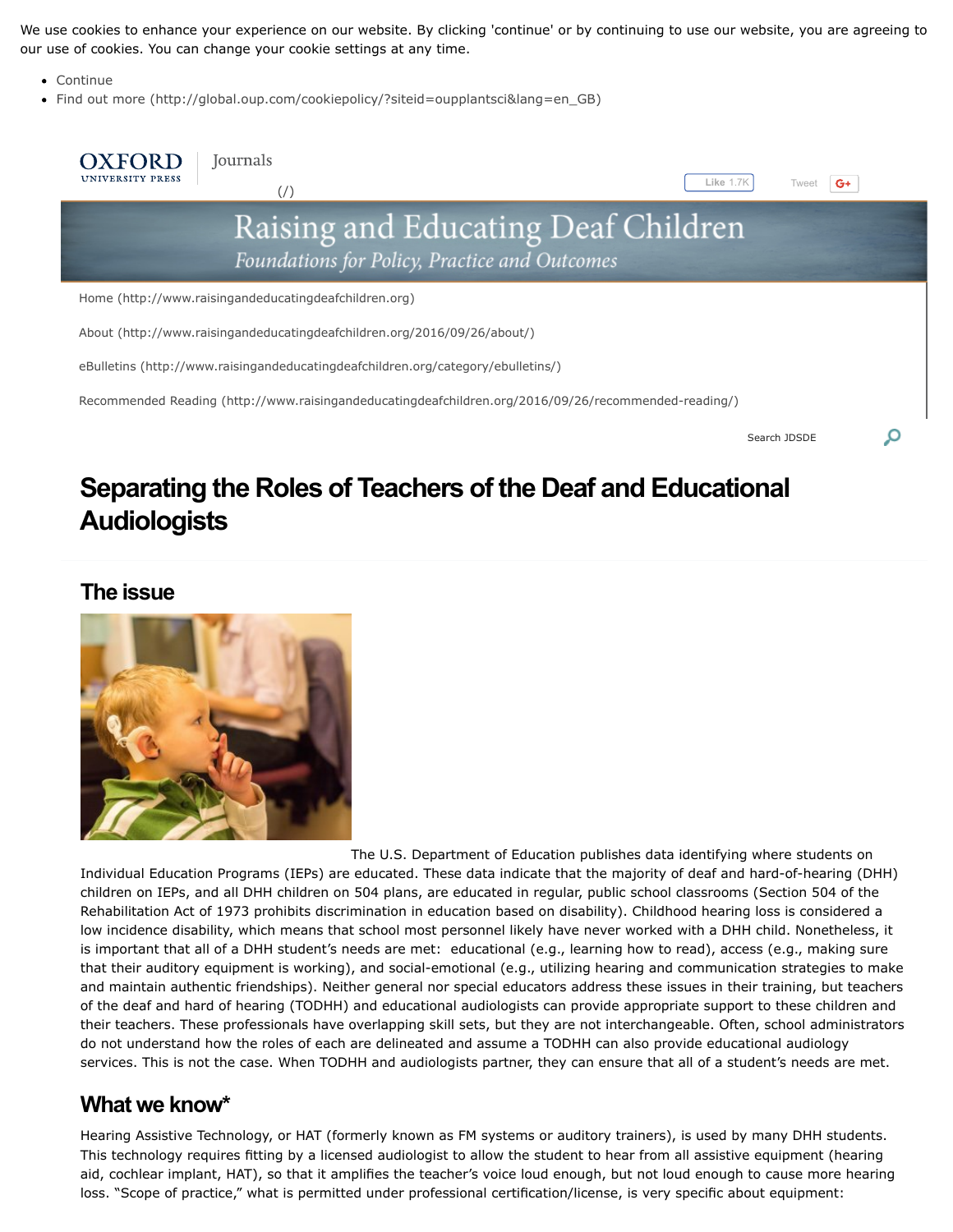We use cookies to enhance your experience on our website. By clicking 'continue' or by continuing to use our website, you are agreeing to our use of cookies. You can change your cookie settings at any time.

- Continue
- Find out more (http://global.oup.com/cookiepolicy/?siteid=oupplantsci&lang=en_GB)

OXFORD UNIVERSITY PRESS | Journals (/)

Like 1.7K Tweet G+

Raising and Educating Deaf Children
*Foundations for Policy, Practice and Outcomes*

Home (http://www.raisingandeducatingdeafchildren.org)

About (http://www.raisingandeducatingdeafchildren.org/2016/09/26/about/)

eBulletins (http://www.raisingandeducatingdeafchildren.org/category/ebulletins/)

Recommended Reading (http://www.raisingandeducatingdeafchildren.org/2016/09/26/recommended-reading/)

Search JDSDE

# Separating the Roles of Teachers of the Deaf and Educational Audiologists

## The issue

The U.S. Department of Education publishes data identifying where students on Individual Education Programs (IEPs) are educated. These data indicate that the majority of deaf and hard-of-hearing (DHH) children on IEPs, and all DHH children on 504 plans, are educated in regular, public school classrooms (Section 504 of the Rehabilitation Act of 1973 prohibits discrimination in education based on disability). Childhood hearing loss is considered a low incidence disability, which means that school most personnel likely have never worked with a DHH child. Nonetheless, it is important that all of a DHH student's needs are met: educational (e.g., learning how to read), access (e.g., making sure that their auditory equipment is working), and social-emotional (e.g., utilizing hearing and communication strategies to make and maintain authentic friendships). Neither general nor special educators address these issues in their training, but teachers of the deaf and hard of hearing (TODHH) and educational audiologists can provide appropriate support to these children and their teachers. These professionals have overlapping skill sets, but they are not interchangeable. Often, school administrators do not understand how the roles of each are delineated and assume a TODHH can also provide educational audiology services. This is not the case. When TODHH and audiologists partner, they can ensure that all of a student's needs are met.

## What we know*

Hearing Assistive Technology, or HAT (formerly known as FM systems or auditory trainers), is used by many DHH students. This technology requires fitting by a licensed audiologist to allow the student to hear from all assistive equipment (hearing aid, cochlear implant, HAT), so that it amplifies the teacher's voice loud enough, but not loud enough to cause more hearing loss. "Scope of practice," what is permitted under professional certification/license, is very specific about equipment: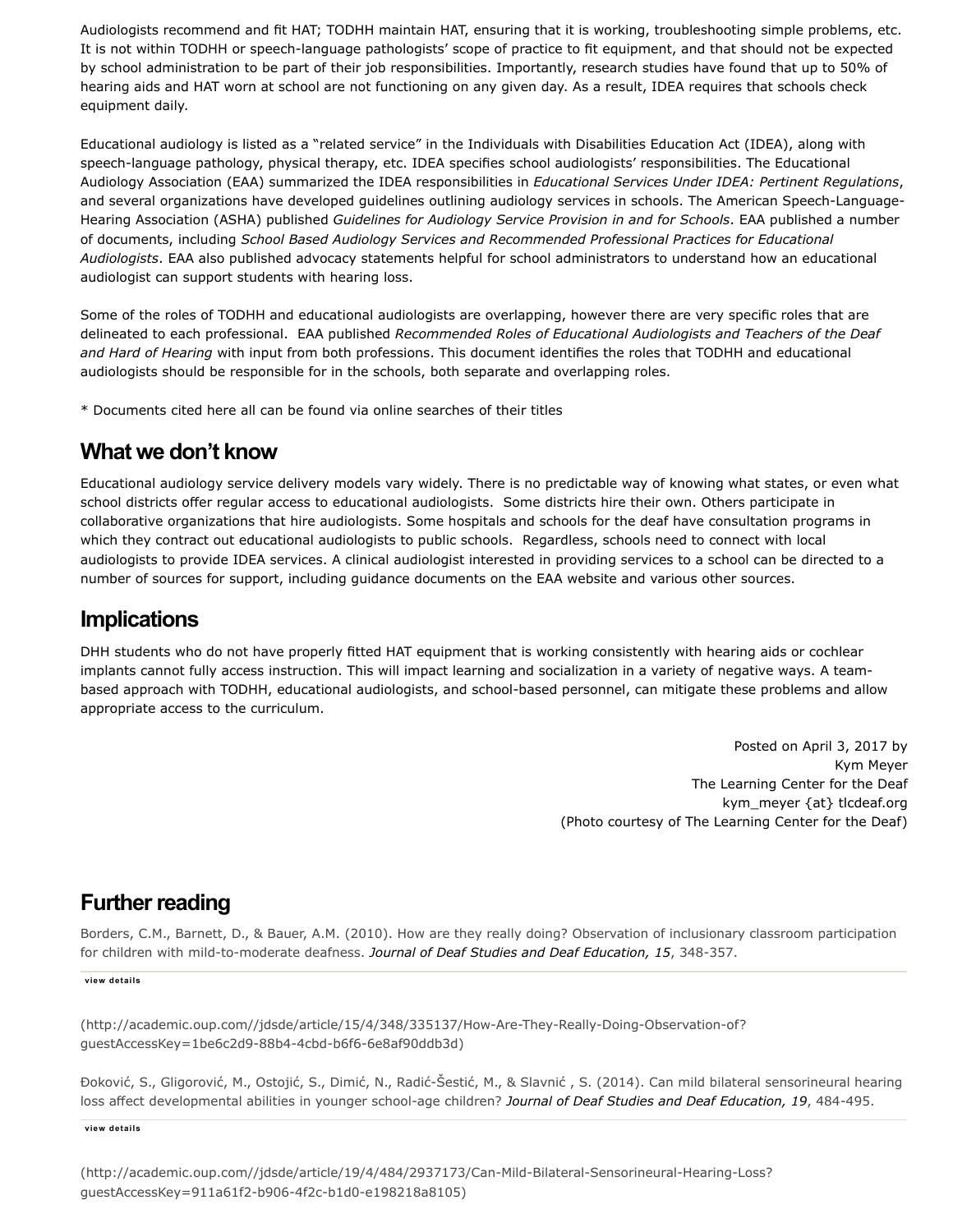Audiologists recommend and fit HAT; TODHH maintain HAT, ensuring that it is working, troubleshooting simple problems, etc. It is not within TODHH or speech-language pathologists' scope of practice to fit equipment, and that should not be expected by school administration to be part of their job responsibilities. Importantly, research studies have found that up to 50% of hearing aids and HAT worn at school are not functioning on any given day. As a result, IDEA requires that schools check equipment daily.

Educational audiology is listed as a "related service" in the Individuals with Disabilities Education Act (IDEA), along with speech-language pathology, physical therapy, etc. IDEA specifies school audiologists' responsibilities. The Educational Audiology Association (EAA) summarized the IDEA responsibilities in *Educational Services Under IDEA: Pertinent Regulations*, and several organizations have developed guidelines outlining audiology services in schools. The American Speech-Language-Hearing Association (ASHA) published *Guidelines for Audiology Service Provision in and for Schools*. EAA published a number of documents, including *School Based Audiology Services and Recommended Professional Practices for Educational Audiologists*. EAA also published advocacy statements helpful for school administrators to understand how an educational audiologist can support students with hearing loss.

Some of the roles of TODHH and educational audiologists are overlapping, however there are very specific roles that are delineated to each professional. EAA published *Recommended Roles of Educational Audiologists and Teachers of the Deaf and Hard of Hearing* with input from both professions. This document identifies the roles that TODHH and educational audiologists should be responsible for in the schools, both separate and overlapping roles.

* Documents cited here all can be found via online searches of their titles

## What we don't know

Educational audiology service delivery models vary widely. There is no predictable way of knowing what states, or even what school districts offer regular access to educational audiologists. Some districts hire their own. Others participate in collaborative organizations that hire audiologists. Some hospitals and schools for the deaf have consultation programs in which they contract out educational audiologists to public schools. Regardless, schools need to connect with local audiologists to provide IDEA services. A clinical audiologist interested in providing services to a school can be directed to a number of sources for support, including guidance documents on the EAA website and various other sources.

## Implications

DHH students who do not have properly fitted HAT equipment that is working consistently with hearing aids or cochlear implants cannot fully access instruction. This will impact learning and socialization in a variety of negative ways. A team-based approach with TODHH, educational audiologists, and school-based personnel, can mitigate these problems and allow appropriate access to the curriculum.

Posted on April 3, 2017 by
Kym Meyer
The Learning Center for the Deaf
kym_meyer {at} tlcdeaf.org
(Photo courtesy of The Learning Center for the Deaf)

## Further reading

Borders, C.M., Barnett, D., & Bauer, A.M. (2010). How are they really doing? Observation of inclusionary classroom participation for children with mild-to-moderate deafness. *Journal of Deaf Studies and Deaf Education, 15*, 348-357.

**view details**

(http://academic.oup.com//jdsde/article/15/4/348/335137/How-Are-They-Really-Doing-Observation-of?guestAccessKey=1be6c2d9-88b4-4cbd-b6f6-6e8af90ddb3d)

Đoković, S., Gligorović, M., Ostojić, S., Dimić, N., Radić-Šestić, M., & Slavnić , S. (2014). Can mild bilateral sensorineural hearing loss affect developmental abilities in younger school-age children? *Journal of Deaf Studies and Deaf Education, 19*, 484-495.

**view details**

(http://academic.oup.com//jdsde/article/19/4/484/2937173/Can-Mild-Bilateral-Sensorineural-Hearing-Loss?guestAccessKey=911a61f2-b906-4f2c-b1d0-e198218a8105)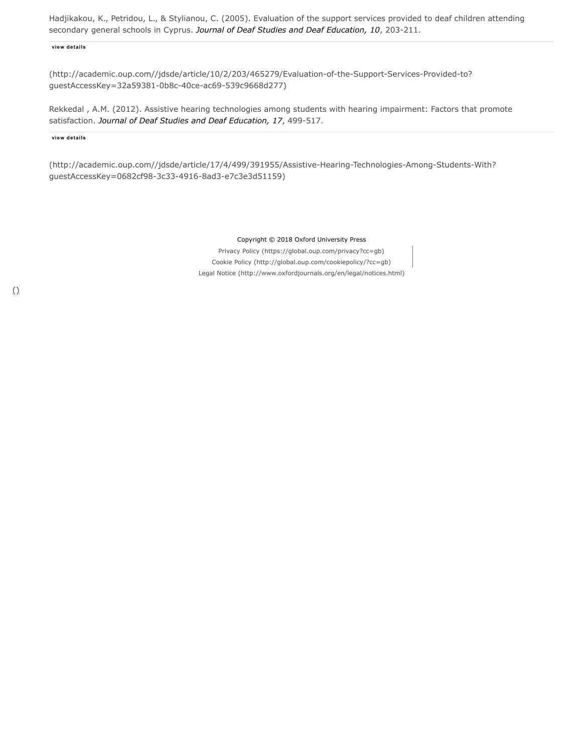Hadjikakou, K., Petridou, L., & Stylianou, C. (2005). Evaluation of the support services provided to deaf children attending secondary general schools in Cyprus. *Journal of Deaf Studies and Deaf Education, 10*, 203-211.

**view details**

(http://academic.oup.com//jdsde/article/10/2/203/465279/Evaluation-of-the-Support-Services-Provided-to?guestAccessKey=32a59381-0b8c-40ce-ac69-539c9668d277)

Rekkedal , A.M. (2012). Assistive hearing technologies among students with hearing impairment: Factors that promote satisfaction. *Journal of Deaf Studies and Deaf Education, 17*, 499-517.

**view details**

(http://academic.oup.com//jdsde/article/17/4/499/391955/Assistive-Hearing-Technologies-Among-Students-With?guestAccessKey=0682cf98-3c33-4916-8ad3-e7c3e3d51159)

Copyright © 2018 Oxford University Press

Privacy Policy (https://global.oup.com/privacy?cc=gb)

Cookie Policy (http://global.oup.com/cookiepolicy/?cc=gb)

Legal Notice (http://www.oxfordjournals.org/en/legal/notices.html)

()